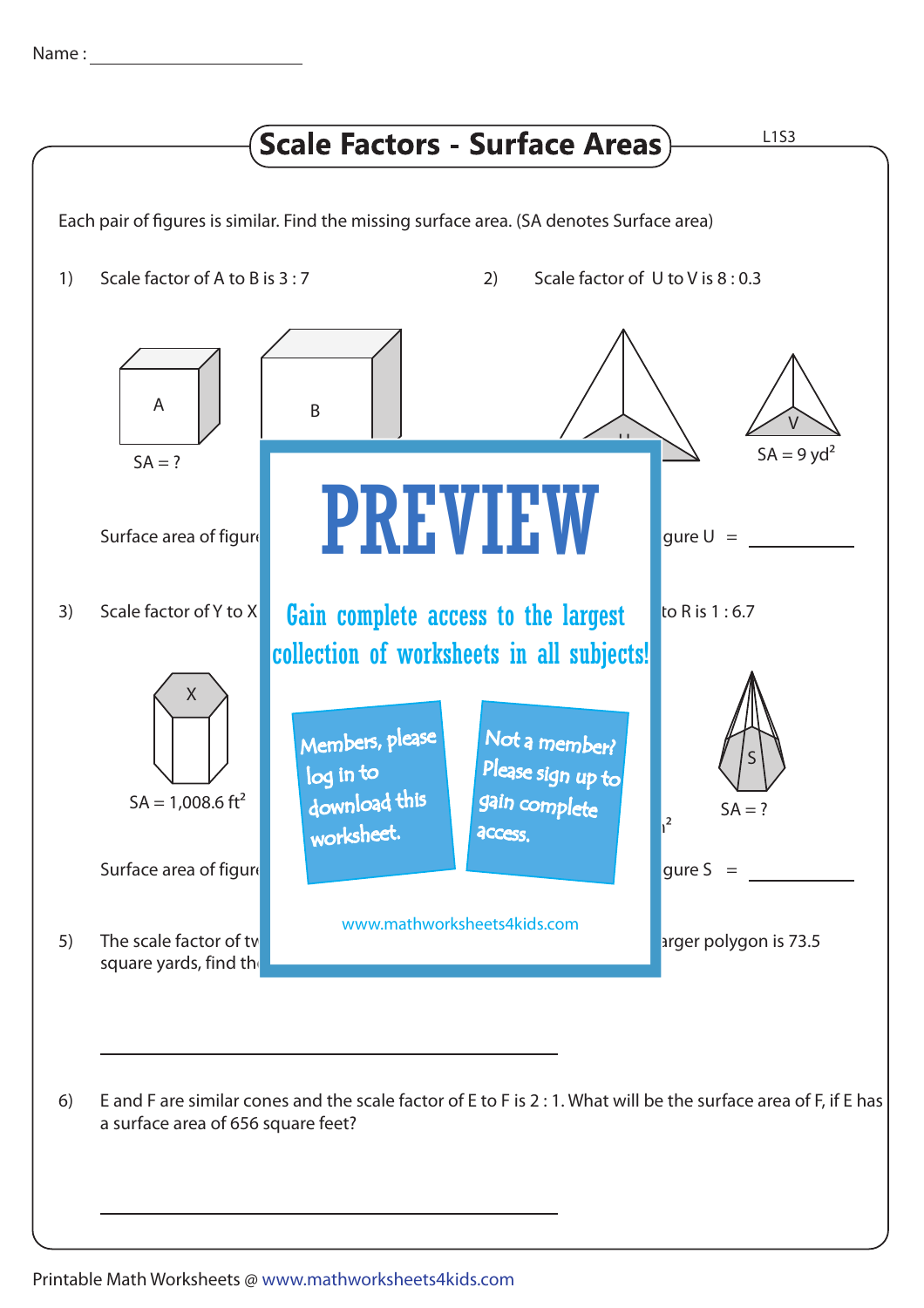Name : ____________________

# Scale Factors - Surface Areas

L1S3

Each pair of figures is similar. Find the missing surface area. (SA denotes Surface area)

1) Scale factor of A to B is 3 : 7

A &nbsp;&nbsp;&nbsp; B

SA = ?

Surface area of figur

2) Scale factor of U to V is 8 : 0.3

U &nbsp;&nbsp;&nbsp; V

SA = 9 yd$^2$

gure U = ____________

3) Scale factor of Y to X

X

SA = 1,008.6 ft$^2$

Surface area of figur

to R is 1 : 6.7

S

SA = ?

$^2$

gure S = ____________

PREVIEW

Gain complete access to the largest collection of worksheets in all subjects!

Members, please log in to download this worksheet.

Not a member? Please sign up to gain complete access.

www.mathworksheets4kids.com

5) The scale factor of tw ... arger polygon is 73.5 square yards, find th

____________________________________________

6) E and F are similar cones and the scale factor of E to F is 2 : 1. What will be the surface area of F, if E has a surface area of 656 square feet?

____________________________________________

Printable Math Worksheets @ www.mathworksheets4kids.com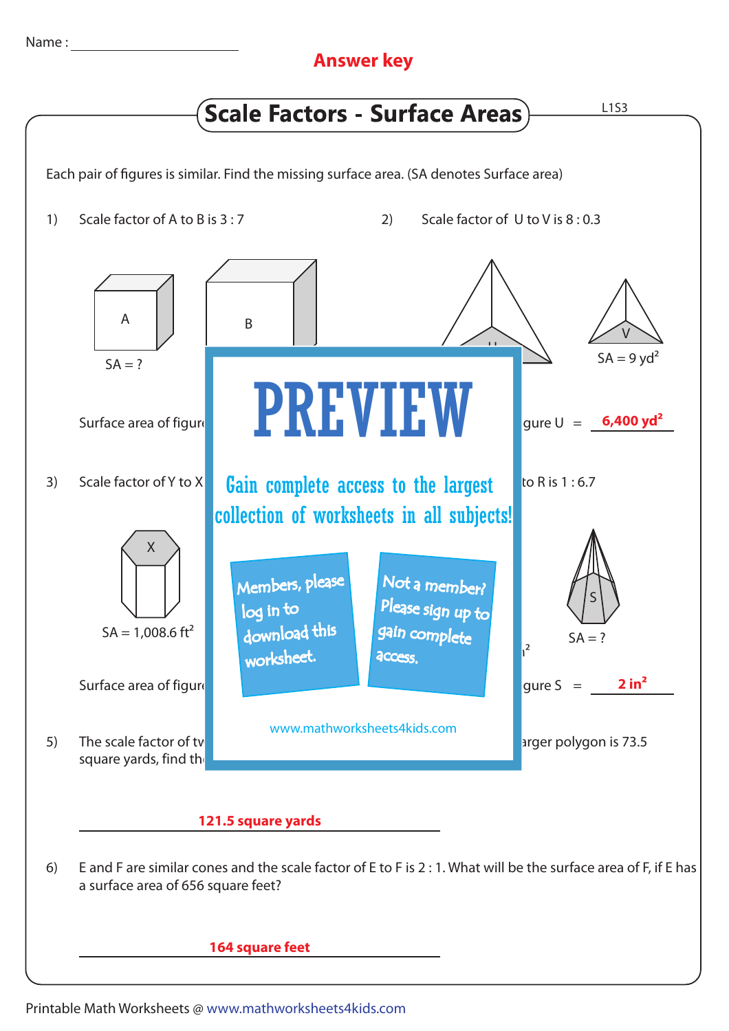Name : ____________________

**Answer key**

# Scale Factors - Surface Areas

L1S3

Each pair of figures is similar. Find the missing surface area. (SA denotes Surface area)

1) Scale factor of A to B is 3 : 7

A

B

SA = ?

Surface area of figur

2) Scale factor of U to V is 8 : 0.3

U

V

SA = 9 yd$^2$

gure U = **6,400 yd$^2$**

# PREVIEW

Gain complete access to the largest collection of worksheets in all subjects!

Members, please log in to download this worksheet.

Not a member? Please sign up to gain complete access.

www.mathworksheets4kids.com

3) Scale factor of Y to X

X

SA = 1,008.6 ft$^2$

Surface area of figur

to R is 1 : 6.7

S

SA = ?

gure S = **2 in$^2$**

5) The scale factor of tw ... arger polygon is 73.5 square yards, find th

**121.5 square yards**

6) E and F are similar cones and the scale factor of E to F is 2 : 1. What will be the surface area of F, if E has a surface area of 656 square feet?

**164 square feet**

Printable Math Worksheets @ www.mathworksheets4kids.com